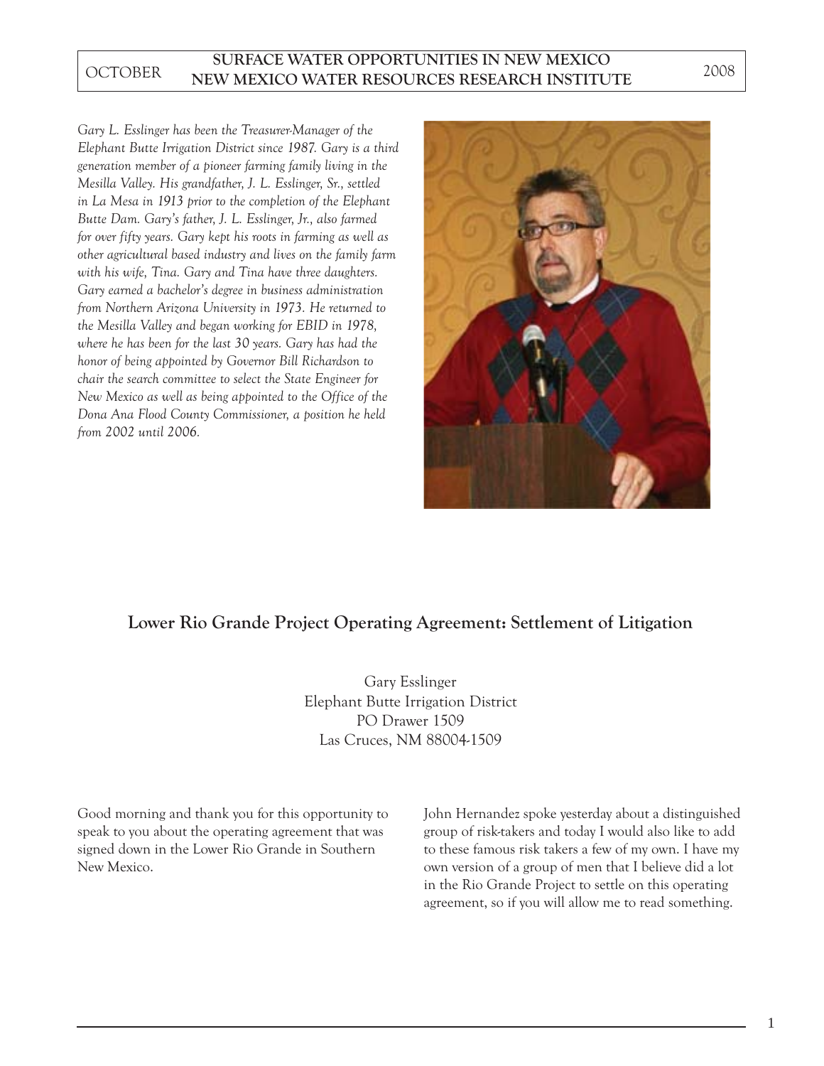*Gary L. Esslinger has been the Treasurer-Manager of the Elephant Butte Irrigation District since 1987. Gary is a third generation member of a pioneer farming family living in the Mesilla Valley. His grandfather, J. L. Esslinger, Sr., settled in La Mesa in 1913 prior to the completion of the Elephant Butte Dam. Gary's father, J. L. Esslinger, Jr., also farmed for over fifty years. Gary kept his roots in farming as well as other agricultural based industry and lives on the family farm with his wife, Tina. Gary and Tina have three daughters. Gary earned a bachelor's degree in business administration from Northern Arizona University in 1973. He returned to the Mesilla Valley and began working for EBID in 1978, where he has been for the last 30 years. Gary has had the honor of being appointed by Governor Bill Richardson to chair the search committee to select the State Engineer for New Mexico as well as being appointed to the Office of the Dona Ana Flood County Commissioner, a position he held from 2002 until 2006.*

## Lower Rio Grande Project Operating Agreement: Settlement of Litigation

Gary Esslinger
Elephant Butte Irrigation District
PO Drawer 1509
Las Cruces, NM 88004-1509

Good morning and thank you for this opportunity to speak to you about the operating agreement that was signed down in the Lower Rio Grande in Southern New Mexico.

John Hernandez spoke yesterday about a distinguished group of risk-takers and today I would also like to add to these famous risk takers a few of my own. I have my own version of a group of men that I believe did a lot in the Rio Grande Project to settle on this operating agreement, so if you will allow me to read something.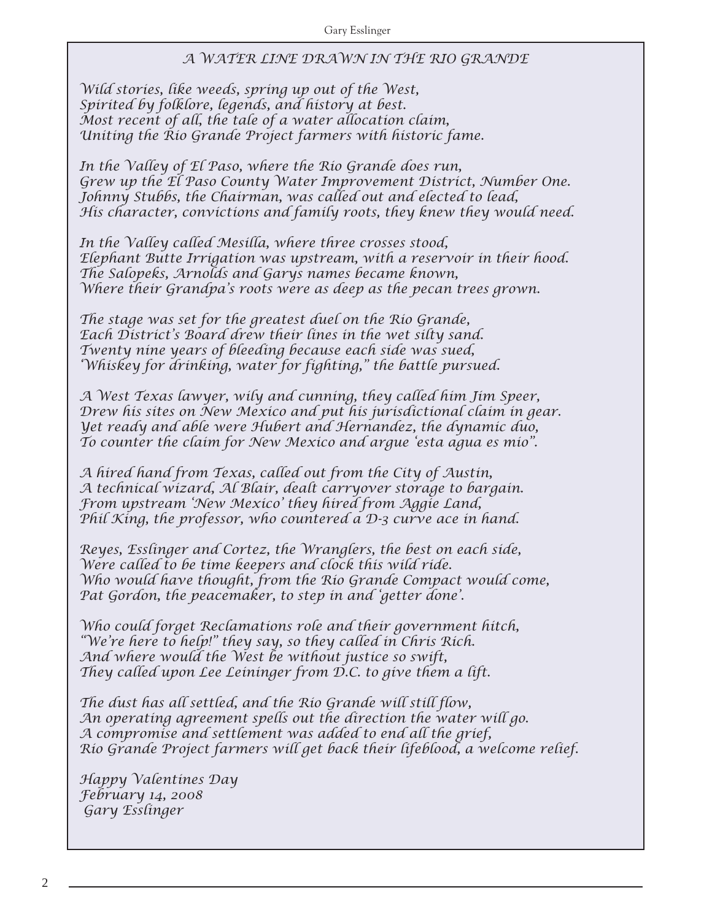## A WATER LINE DRAWN IN THE RIO GRANDE

*Wild stories, like weeds, spring up out of the West,*
*Spirited by folklore, legends, and history at best.*
*Most recent of all, the tale of a water allocation claim,*
*Uniting the Rio Grande Project farmers with historic fame.*

*In the Valley of El Paso, where the Rio Grande does run,*
*Grew up the El Paso County Water Improvement District, Number One.*
*Johnny Stubbs, the Chairman, was called out and elected to lead,*
*His character, convictions and family roots, they knew they would need.*

*In the Valley called Mesilla, where three crosses stood,*
*Elephant Butte Irrigation was upstream, with a reservoir in their hood.*
*The Salopeks, Arnolds and Garys names became known,*
*Where their Grandpa's roots were as deep as the pecan trees grown.*

*The stage was set for the greatest duel on the Rio Grande,*
*Each District's Board drew their lines in the wet silty sand.*
*Twenty nine years of bleeding because each side was sued,*
*"Whiskey for drinking, water for fighting," the battle pursued.*

*A West Texas lawyer, wily and cunning, they called him Jim Speer,*
*Drew his sites on New Mexico and put his jurisdictional claim in gear.*
*Yet ready and able were Hubert and Hernandez, the dynamic duo,*
*To counter the claim for New Mexico and argue 'esta agua es mio".*

*A hired hand from Texas, called out from the City of Austin,*
*A technical wizard, Al Blair, dealt carryover storage to bargain.*
*From upstream 'New Mexico' they hired from Aggie Land,*
*Phil King, the professor, who countered a D-3 curve ace in hand.*

*Reyes, Esslinger and Cortez, the Wranglers, the best on each side,*
*Were called to be time keepers and clock this wild ride.*
*Who would have thought, from the Rio Grande Compact would come,*
*Pat Gordon, the peacemaker, to step in and 'getter done'.*

*Who could forget Reclamations role and their government hitch,*
*"We're here to help!" they say, so they called in Chris Rich.*
*And where would the West be without justice so swift,*
*They called upon Lee Leininger from D.C. to give them a lift.*

*The dust has all settled, and the Rio Grande will still flow,*
*An operating agreement spells out the direction the water will go.*
*A compromise and settlement was added to end all the grief,*
*Rio Grande Project farmers will get back their lifeblood, a welcome relief.*

*Happy Valentines Day*
*February 14, 2008*
*Gary Esslinger*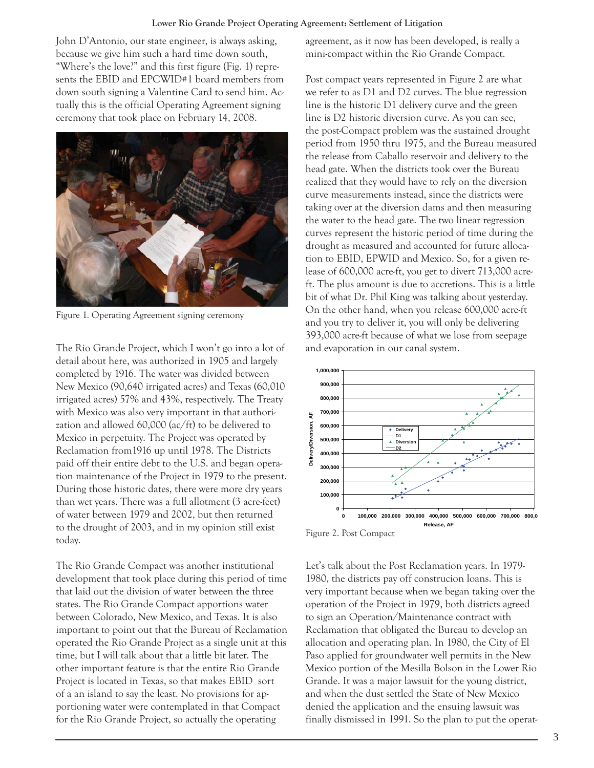John D'Antonio, our state engineer, is always asking, because we give him such a hard time down south, "Where's the love?" and this first figure (Fig. 1) represents the EBID and EPCWID#1 board members from down south signing a Valentine Card to send him. Actually this is the official Operating Agreement signing ceremony that took place on February 14, 2008.

Figure 1. Operating Agreement signing ceremony

The Rio Grande Project, which I won't go into a lot of detail about here, was authorized in 1905 and largely completed by 1916. The water was divided between New Mexico (90,640 irrigated acres) and Texas (60,010 irrigated acres) 57% and 43%, respectively. The Treaty with Mexico was also very important in that authorization and allowed 60,000 (ac/ft) to be delivered to Mexico in perpetuity. The Project was operated by Reclamation from1916 up until 1978. The Districts paid off their entire debt to the U.S. and began operation maintenance of the Project in 1979 to the present. During those historic dates, there were more dry years than wet years. There was a full allotment (3 acre-feet) of water between 1979 and 2002, but then returned to the drought of 2003, and in my opinion still exist today.

The Rio Grande Compact was another institutional development that took place during this period of time that laid out the division of water between the three states. The Rio Grande Compact apportions water between Colorado, New Mexico, and Texas. It is also important to point out that the Bureau of Reclamation operated the Rio Grande Project as a single unit at this time, but I will talk about that a little bit later. The other important feature is that the entire Rio Grande Project is located in Texas, so that makes EBID sort of a an island to say the least. No provisions for apportioning water were contemplated in that Compact for the Rio Grande Project, so actually the operating agreement, as it now has been developed, is really a mini-compact within the Rio Grande Compact.

Post compact years represented in Figure 2 are what we refer to as D1 and D2 curves. The blue regression line is the historic D1 delivery curve and the green line is D2 historic diversion curve. As you can see, the post-Compact problem was the sustained drought period from 1950 thru 1975, and the Bureau measured the release from Caballo reservoir and delivery to the head gate. When the districts took over the Bureau realized that they would have to rely on the diversion curve measurements instead, since the districts were taking over at the diversion dams and then measuring the water to the head gate. The two linear regression curves represent the historic period of time during the drought as measured and accounted for future allocation to EBID, EPWID and Mexico. So, for a given release of 600,000 acre-ft, you get to divert 713,000 acre-ft. The plus amount is due to accretions. This is a little bit of what Dr. Phil King was talking about yesterday. On the other hand, when you release 600,000 acre-ft and you try to deliver it, you will only be delivering 393,000 acre-ft because of what we lose from seepage and evaporation in our canal system.

Figure 2. Post Compact

Let's talk about the Post Reclamation years. In 1979-1980, the districts pay off construcion loans. This is very important because when we began taking over the operation of the Project in 1979, both districts agreed to sign an Operation/Maintenance contract with Reclamation that obligated the Bureau to develop an allocation and operating plan. In 1980, the City of El Paso applied for groundwater well permits in the New Mexico portion of the Mesilla Bolson in the Lower Rio Grande. It was a major lawsuit for the young district, and when the dust settled the State of New Mexico denied the application and the ensuing lawsuit was finally dismissed in 1991. So the plan to put the operat-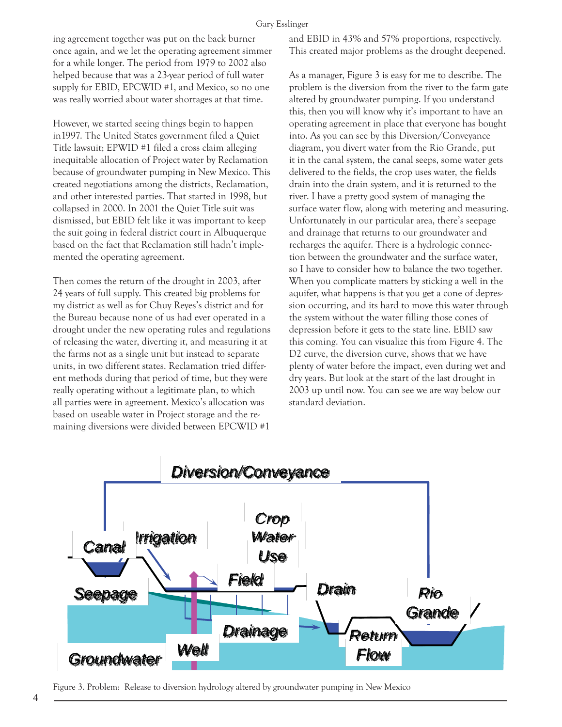ing agreement together was put on the back burner once again, and we let the operating agreement simmer for a while longer. The period from 1979 to 2002 also helped because that was a 23-year period of full water supply for EBID, EPCWID #1, and Mexico, so no one was really worried about water shortages at that time.

However, we started seeing things begin to happen in1997. The United States government filed a Quiet Title lawsuit; EPWID #1 filed a cross claim alleging inequitable allocation of Project water by Reclamation because of groundwater pumping in New Mexico. This created negotiations among the districts, Reclamation, and other interested parties. That started in 1998, but collapsed in 2000. In 2001 the Quiet Title suit was dismissed, but EBID felt like it was important to keep the suit going in federal district court in Albuquerque based on the fact that Reclamation still hadn't implemented the operating agreement.

Then comes the return of the drought in 2003, after 24 years of full supply. This created big problems for my district as well as for Chuy Reyes's district and for the Bureau because none of us had ever operated in a drought under the new operating rules and regulations of releasing the water, diverting it, and measuring it at the farms not as a single unit but instead to separate units, in two different states. Reclamation tried different methods during that period of time, but they were really operating without a legitimate plan, to which all parties were in agreement. Mexico's allocation was based on useable water in Project storage and the remaining diversions were divided between EPCWID #1 and EBID in 43% and 57% proportions, respectively. This created major problems as the drought deepened.

As a manager, Figure 3 is easy for me to describe. The problem is the diversion from the river to the farm gate altered by groundwater pumping. If you understand this, then you will know why it's important to have an operating agreement in place that everyone has bought into. As you can see by this Diversion/Conveyance diagram, you divert water from the Rio Grande, put it in the canal system, the canal seeps, some water gets delivered to the fields, the crop uses water, the fields drain into the drain system, and it is returned to the river. I have a pretty good system of managing the surface water flow, along with metering and measuring. Unfortunately in our particular area, there's seepage and drainage that returns to our groundwater and recharges the aquifer. There is a hydrologic connection between the groundwater and the surface water, so I have to consider how to balance the two together. When you complicate matters by sticking a well in the aquifer, what happens is that you get a cone of depression occurring, and its hard to move this water through the system without the water filling those cones of depression before it gets to the state line. EBID saw this coming. You can visualize this from Figure 4. The D2 curve, the diversion curve, shows that we have plenty of water before the impact, even during wet and dry years. But look at the start of the last drought in 2003 up until now. You can see we are way below our standard deviation.

Figure 3. Problem: Release to diversion hydrology altered by groundwater pumping in New Mexico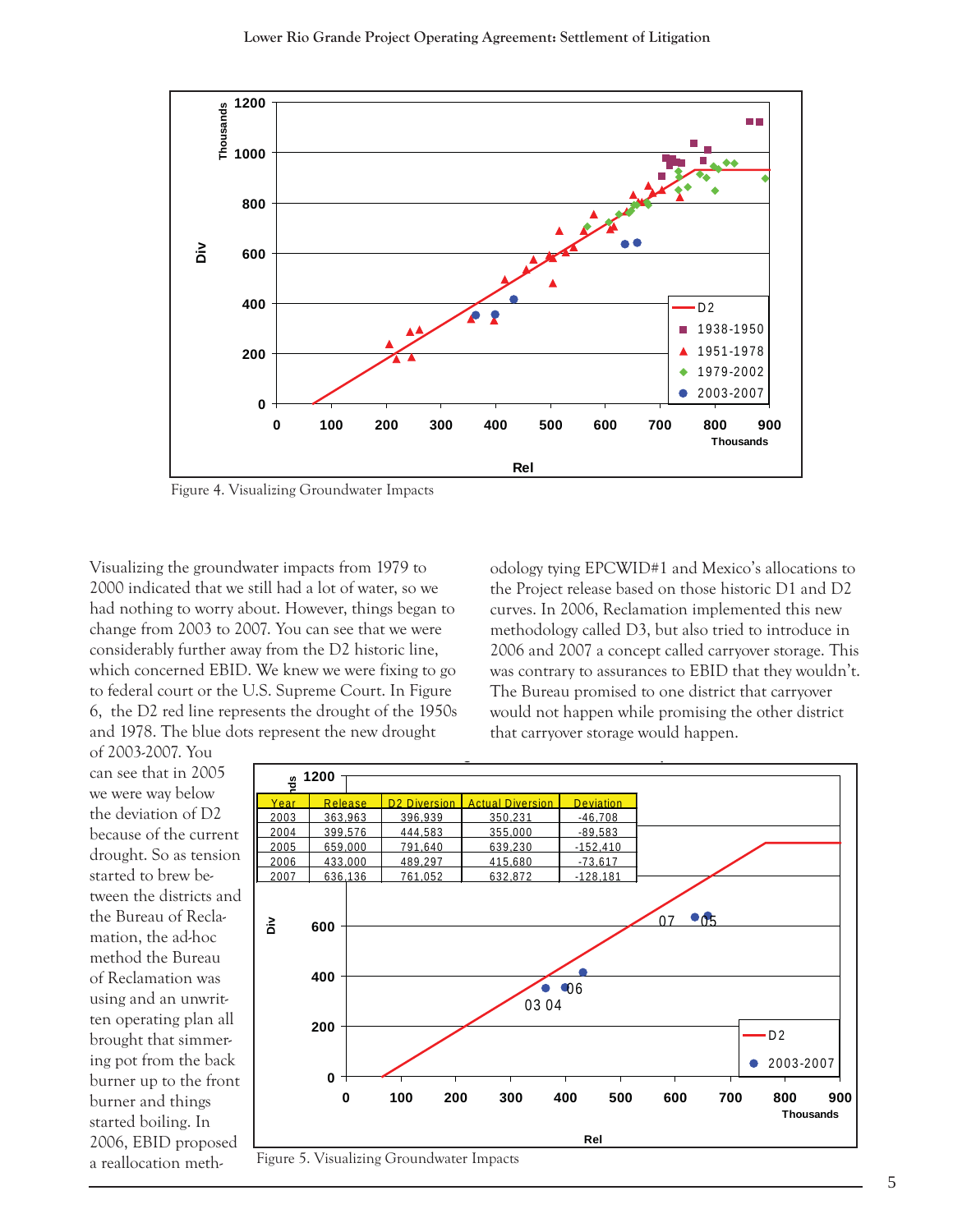Figure 4. Visualizing Groundwater Impacts

Visualizing the groundwater impacts from 1979 to 2000 indicated that we still had a lot of water, so we had nothing to worry about. However, things began to change from 2003 to 2007. You can see that we were considerably further away from the D2 historic line, which concerned EBID. We knew we were fixing to go to federal court or the U.S. Supreme Court. In Figure 6, the D2 red line represents the drought of the 1950s and 1978. The blue dots represent the new drought of 2003-2007. You can see that in 2005 we were way below the deviation of D2 because of the current drought. So as tension started to brew between the districts and the Bureau of Reclamation, the ad-hoc method the Bureau of Reclamation was using and an unwritten operating plan all brought that simmering pot from the back burner up to the front burner and things started boiling. In 2006, EBID proposed a reallocation methodology tying EPCWID#1 and Mexico's allocations to the Project release based on those historic D1 and D2 curves. In 2006, Reclamation implemented this new methodology called D3, but also tried to introduce in 2006 and 2007 a concept called carryover storage. This was contrary to assurances to EBID that they wouldn't. The Bureau promised to one district that carryover would not happen while promising the other district that carryover storage would happen.

| Year | Release | D2 Diversion | Actual Diversion | Deviation |
|---|---|---|---|---|
| 2003 | 363,963 | 396,939 | 350,231 | -46,708 |
| 2004 | 399,576 | 444,583 | 355,000 | -89,583 |
| 2005 | 659,000 | 791,640 | 639,230 | -152,410 |
| 2006 | 433,000 | 489,297 | 415,680 | -73,617 |
| 2007 | 636,136 | 761,052 | 632,872 | -128,181 |

Figure 5. Visualizing Groundwater Impacts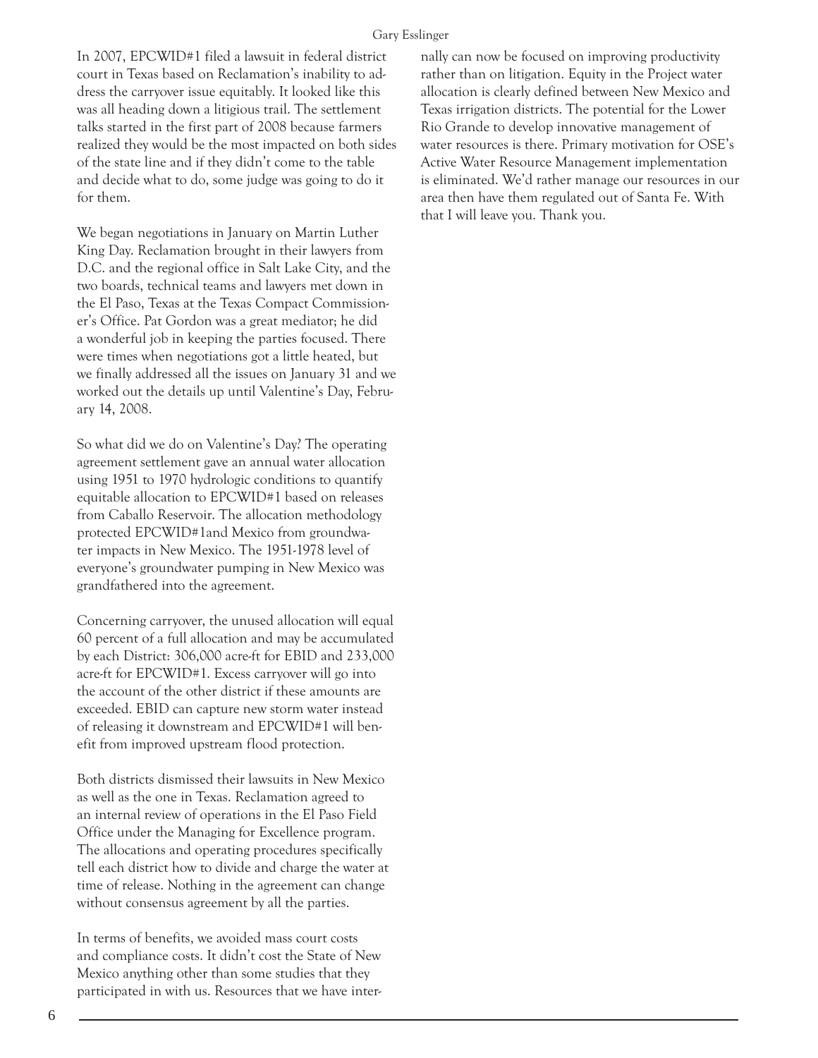In 2007, EPCWID#1 filed a lawsuit in federal district court in Texas based on Reclamation's inability to address the carryover issue equitably. It looked like this was all heading down a litigious trail. The settlement talks started in the first part of 2008 because farmers realized they would be the most impacted on both sides of the state line and if they didn't come to the table and decide what to do, some judge was going to do it for them.

We began negotiations in January on Martin Luther King Day. Reclamation brought in their lawyers from D.C. and the regional office in Salt Lake City, and the two boards, technical teams and lawyers met down in the El Paso, Texas at the Texas Compact Commissioner's Office. Pat Gordon was a great mediator; he did a wonderful job in keeping the parties focused. There were times when negotiations got a little heated, but we finally addressed all the issues on January 31 and we worked out the details up until Valentine's Day, February 14, 2008.

So what did we do on Valentine's Day? The operating agreement settlement gave an annual water allocation using 1951 to 1970 hydrologic conditions to quantify equitable allocation to EPCWID#1 based on releases from Caballo Reservoir. The allocation methodology protected EPCWID#1and Mexico from groundwater impacts in New Mexico. The 1951-1978 level of everyone's groundwater pumping in New Mexico was grandfathered into the agreement.

Concerning carryover, the unused allocation will equal 60 percent of a full allocation and may be accumulated by each District: 306,000 acre-ft for EBID and 233,000 acre-ft for EPCWID#1. Excess carryover will go into the account of the other district if these amounts are exceeded. EBID can capture new storm water instead of releasing it downstream and EPCWID#1 will benefit from improved upstream flood protection.

Both districts dismissed their lawsuits in New Mexico as well as the one in Texas. Reclamation agreed to an internal review of operations in the El Paso Field Office under the Managing for Excellence program. The allocations and operating procedures specifically tell each district how to divide and charge the water at time of release. Nothing in the agreement can change without consensus agreement by all the parties.

In terms of benefits, we avoided mass court costs and compliance costs. It didn't cost the State of New Mexico anything other than some studies that they participated in with us. Resources that we have internally can now be focused on improving productivity rather than on litigation. Equity in the Project water allocation is clearly defined between New Mexico and Texas irrigation districts. The potential for the Lower Rio Grande to develop innovative management of water resources is there. Primary motivation for OSE's Active Water Resource Management implementation is eliminated. We'd rather manage our resources in our area then have them regulated out of Santa Fe. With that I will leave you. Thank you.